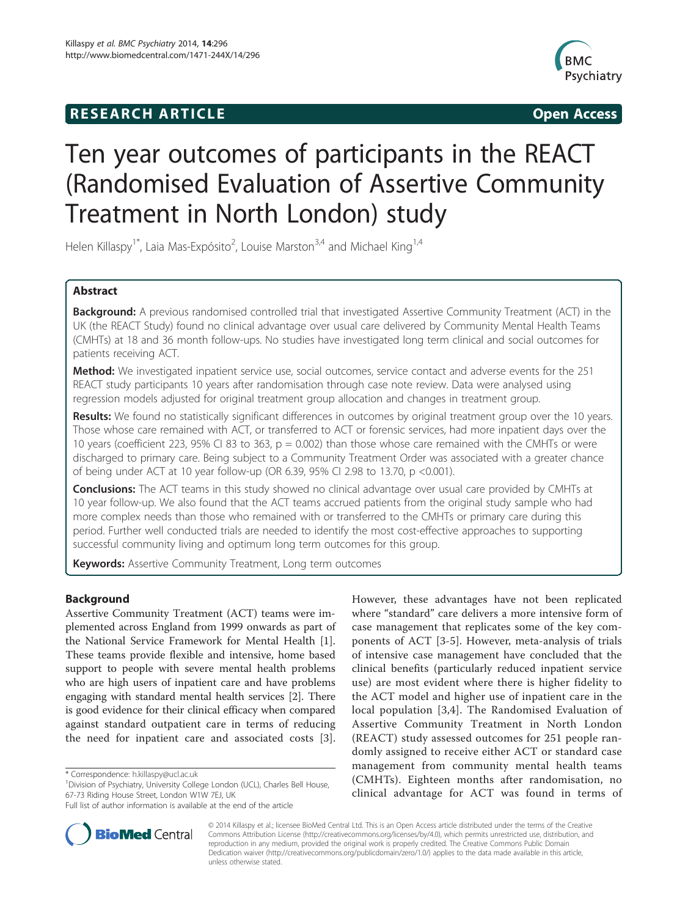**RESEARCH ARTICLE** **Open Access**

# Ten year outcomes of participants in the REACT (Randomised Evaluation of Assertive Community Treatment in North London) study

Helen Killaspy[1*], Laia Mas-Expósito[2], Louise Marston[3,4] and Michael King[1,4]

## Abstract

**Background:** A previous randomised controlled trial that investigated Assertive Community Treatment (ACT) in the UK (the REACT Study) found no clinical advantage over usual care delivered by Community Mental Health Teams (CMHTs) at 18 and 36 month follow-ups. No studies have investigated long term clinical and social outcomes for patients receiving ACT.

**Method:** We investigated inpatient service use, social outcomes, service contact and adverse events for the 251 REACT study participants 10 years after randomisation through case note review. Data were analysed using regression models adjusted for original treatment group allocation and changes in treatment group.

**Results:** We found no statistically significant differences in outcomes by original treatment group over the 10 years. Those whose care remained with ACT, or transferred to ACT or forensic services, had more inpatient days over the 10 years (coefficient 223, 95% CI 83 to 363, $p = 0.002$) than those whose care remained with the CMHTs or were discharged to primary care. Being subject to a Community Treatment Order was associated with a greater chance of being under ACT at 10 year follow-up (OR 6.39, 95% CI 2.98 to 13.70, $p < 0.001$).

**Conclusions:** The ACT teams in this study showed no clinical advantage over usual care provided by CMHTs at 10 year follow-up. We also found that the ACT teams accrued patients from the original study sample who had more complex needs than those who remained with or transferred to the CMHTs or primary care during this period. Further well conducted trials are needed to identify the most cost-effective approaches to supporting successful community living and optimum long term outcomes for this group.

**Keywords:** Assertive Community Treatment, Long term outcomes

## Background

Assertive Community Treatment (ACT) teams were implemented across England from 1999 onwards as part of the National Service Framework for Mental Health [1]. These teams provide flexible and intensive, home based support to people with severe mental health problems who are high users of inpatient care and have problems engaging with standard mental health services [2]. There is good evidence for their clinical efficacy when compared against standard outpatient care in terms of reducing the need for inpatient care and associated costs [3]. However, these advantages have not been replicated where "standard" care delivers a more intensive form of case management that replicates some of the key components of ACT [3-5]. However, meta-analysis of trials of intensive case management have concluded that the clinical benefits (particularly reduced inpatient service use) are most evident where there is higher fidelity to the ACT model and higher use of inpatient care in the local population [3,4]. The Randomised Evaluation of Assertive Community Treatment in North London (REACT) study assessed outcomes for 251 people randomly assigned to receive either ACT or standard case management from community mental health teams (CMHTs). Eighteen months after randomisation, no clinical advantage for ACT was found in terms of

\* Correspondence: h.killaspy@ucl.ac.uk
[1]Division of Psychiatry, University College London (UCL), Charles Bell House, 67-73 Riding House Street, London W1W 7EJ, UK
Full list of author information is available at the end of the article

© 2014 Killaspy et al.; licensee BioMed Central Ltd. This is an Open Access article distributed under the terms of the Creative Commons Attribution License (http://creativecommons.org/licenses/by/4.0), which permits unrestricted use, distribution, and reproduction in any medium, provided the original work is properly credited. The Creative Commons Public Domain Dedication waiver (http://creativecommons.org/publicdomain/zero/1.0/) applies to the data made available in this article, unless otherwise stated.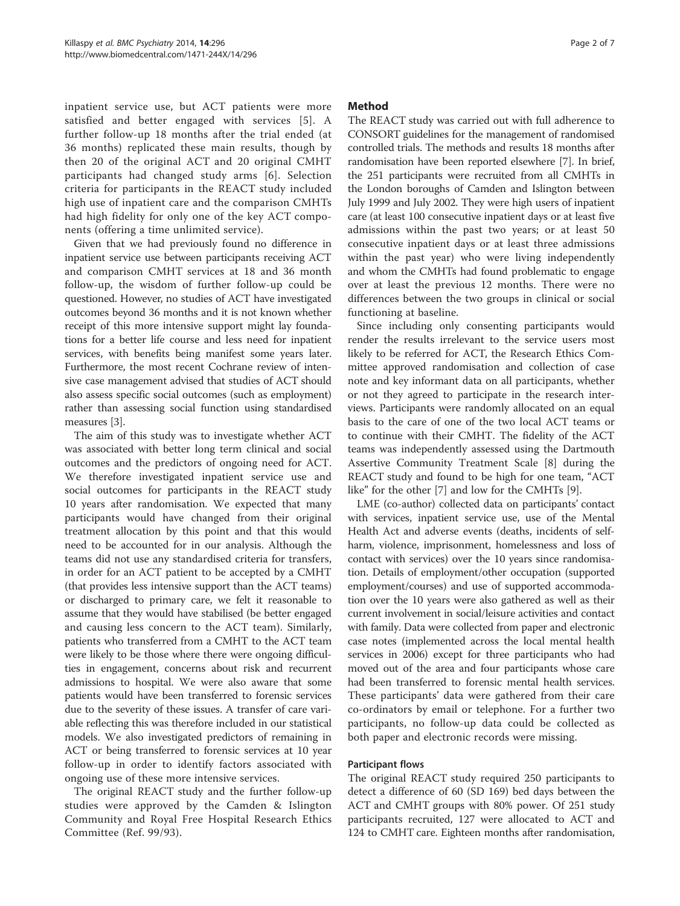inpatient service use, but ACT patients were more satisfied and better engaged with services [5]. A further follow-up 18 months after the trial ended (at 36 months) replicated these main results, though by then 20 of the original ACT and 20 original CMHT participants had changed study arms [6]. Selection criteria for participants in the REACT study included high use of inpatient care and the comparison CMHTs had high fidelity for only one of the key ACT components (offering a time unlimited service).

Given that we had previously found no difference in inpatient service use between participants receiving ACT and comparison CMHT services at 18 and 36 month follow-up, the wisdom of further follow-up could be questioned. However, no studies of ACT have investigated outcomes beyond 36 months and it is not known whether receipt of this more intensive support might lay foundations for a better life course and less need for inpatient services, with benefits being manifest some years later. Furthermore, the most recent Cochrane review of intensive case management advised that studies of ACT should also assess specific social outcomes (such as employment) rather than assessing social function using standardised measures [3].

The aim of this study was to investigate whether ACT was associated with better long term clinical and social outcomes and the predictors of ongoing need for ACT. We therefore investigated inpatient service use and social outcomes for participants in the REACT study 10 years after randomisation. We expected that many participants would have changed from their original treatment allocation by this point and that this would need to be accounted for in our analysis. Although the teams did not use any standardised criteria for transfers, in order for an ACT patient to be accepted by a CMHT (that provides less intensive support than the ACT teams) or discharged to primary care, we felt it reasonable to assume that they would have stabilised (be better engaged and causing less concern to the ACT team). Similarly, patients who transferred from a CMHT to the ACT team were likely to be those where there were ongoing difficulties in engagement, concerns about risk and recurrent admissions to hospital. We were also aware that some patients would have been transferred to forensic services due to the severity of these issues. A transfer of care variable reflecting this was therefore included in our statistical models. We also investigated predictors of remaining in ACT or being transferred to forensic services at 10 year follow-up in order to identify factors associated with ongoing use of these more intensive services.

The original REACT study and the further follow-up studies were approved by the Camden & Islington Community and Royal Free Hospital Research Ethics Committee (Ref. 99/93).

## Method

The REACT study was carried out with full adherence to CONSORT guidelines for the management of randomised controlled trials. The methods and results 18 months after randomisation have been reported elsewhere [7]. In brief, the 251 participants were recruited from all CMHTs in the London boroughs of Camden and Islington between July 1999 and July 2002. They were high users of inpatient care (at least 100 consecutive inpatient days or at least five admissions within the past two years; or at least 50 consecutive inpatient days or at least three admissions within the past year) who were living independently and whom the CMHTs had found problematic to engage over at least the previous 12 months. There were no differences between the two groups in clinical or social functioning at baseline.

Since including only consenting participants would render the results irrelevant to the service users most likely to be referred for ACT, the Research Ethics Committee approved randomisation and collection of case note and key informant data on all participants, whether or not they agreed to participate in the research interviews. Participants were randomly allocated on an equal basis to the care of one of the two local ACT teams or to continue with their CMHT. The fidelity of the ACT teams was independently assessed using the Dartmouth Assertive Community Treatment Scale [8] during the REACT study and found to be high for one team, "ACT like" for the other [7] and low for the CMHTs [9].

LME (co-author) collected data on participants' contact with services, inpatient service use, use of the Mental Health Act and adverse events (deaths, incidents of self-harm, violence, imprisonment, homelessness and loss of contact with services) over the 10 years since randomisation. Details of employment/other occupation (supported employment/courses) and use of supported accommodation over the 10 years were also gathered as well as their current involvement in social/leisure activities and contact with family. Data were collected from paper and electronic case notes (implemented across the local mental health services in 2006) except for three participants who had moved out of the area and four participants whose care had been transferred to forensic mental health services. These participants' data were gathered from their care co-ordinators by email or telephone. For a further two participants, no follow-up data could be collected as both paper and electronic records were missing.

### Participant flows

The original REACT study required 250 participants to detect a difference of 60 (SD 169) bed days between the ACT and CMHT groups with 80% power. Of 251 study participants recruited, 127 were allocated to ACT and 124 to CMHT care. Eighteen months after randomisation,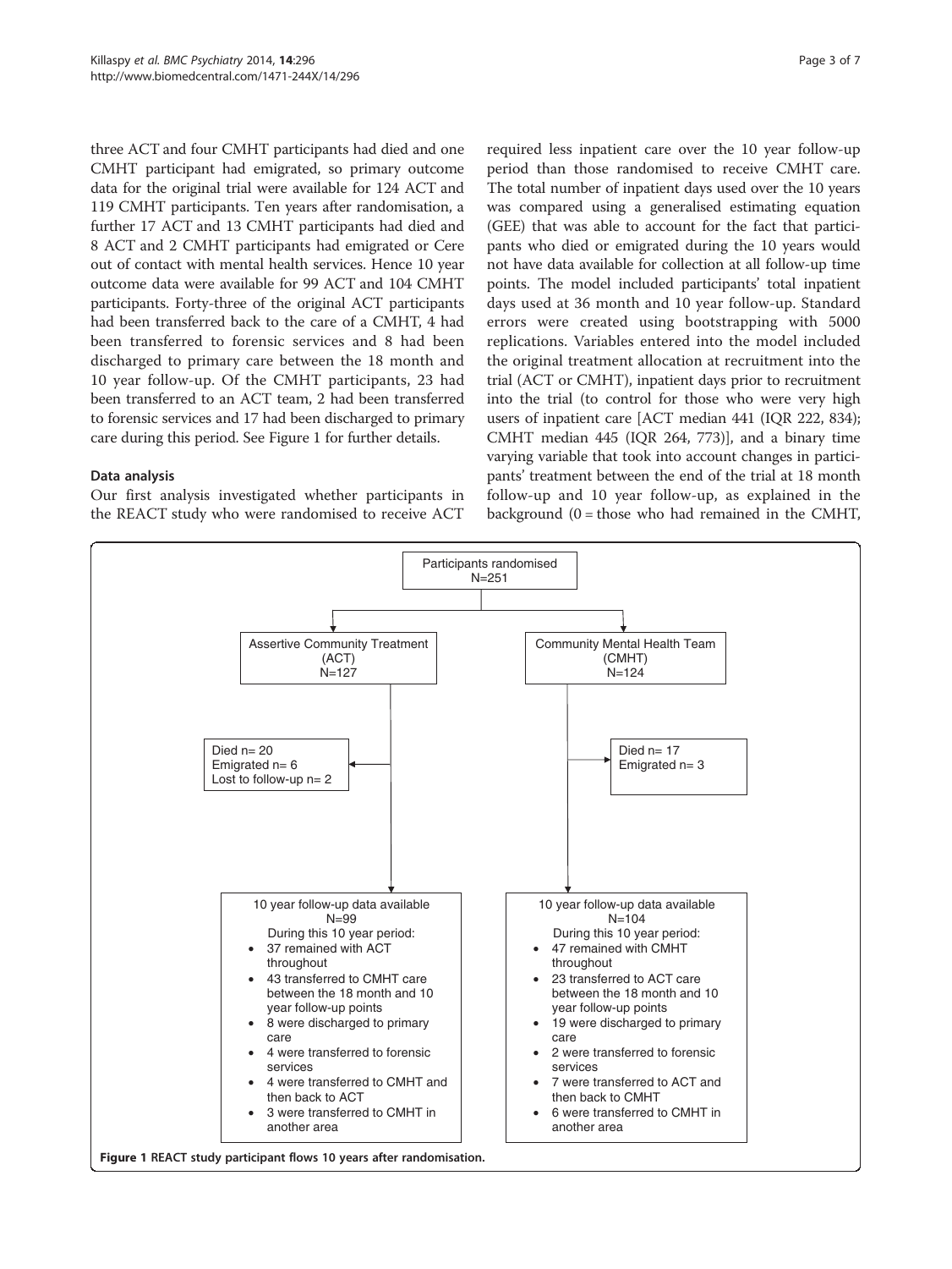three ACT and four CMHT participants had died and one CMHT participant had emigrated, so primary outcome data for the original trial were available for 124 ACT and 119 CMHT participants. Ten years after randomisation, a further 17 ACT and 13 CMHT participants had died and 8 ACT and 2 CMHT participants had emigrated or Cere out of contact with mental health services. Hence 10 year outcome data were available for 99 ACT and 104 CMHT participants. Forty-three of the original ACT participants had been transferred back to the care of a CMHT, 4 had been transferred to forensic services and 8 had been discharged to primary care between the 18 month and 10 year follow-up. Of the CMHT participants, 23 had been transferred to an ACT team, 2 had been transferred to forensic services and 17 had been discharged to primary care during this period. See Figure 1 for further details.

### Data analysis

Our first analysis investigated whether participants in the REACT study who were randomised to receive ACT required less inpatient care over the 10 year follow-up period than those randomised to receive CMHT care. The total number of inpatient days used over the 10 years was compared using a generalised estimating equation (GEE) that was able to account for the fact that participants who died or emigrated during the 10 years would not have data available for collection at all follow-up time points. The model included participants' total inpatient days used at 36 month and 10 year follow-up. Standard errors were created using bootstrapping with 5000 replications. Variables entered into the model included the original treatment allocation at recruitment into the trial (ACT or CMHT), inpatient days prior to recruitment into the trial (to control for those who were very high users of inpatient care [ACT median 441 (IQR 222, 834); CMHT median 445 (IQR 264, 773)], and a binary time varying variable that took into account changes in participants' treatment between the end of the trial at 18 month follow-up and 10 year follow-up, as explained in the background (0 = those who had remained in the CMHT,

Participants randomised
N=251

Assertive Community Treatment (ACT)
N=127

- Died n= 20
- Emigrated n= 6
- Lost to follow-up n= 2

10 year follow-up data available
N=99
During this 10 year period:
- 37 remained with ACT throughout
- 43 transferred to CMHT care between the 18 month and 10 year follow-up points
- 8 were discharged to primary care
- 4 were transferred to forensic services
- 4 were transferred to CMHT and then back to ACT
- 3 were transferred to CMHT in another area

Community Mental Health Team (CMHT)
N=124

- Died n= 17
- Emigrated n= 3

10 year follow-up data available
N=104
During this 10 year period:
- 47 remained with CMHT throughout
- 23 transferred to ACT care between the 18 month and 10 year follow-up points
- 19 were discharged to primary care
- 2 were transferred to forensic services
- 7 were transferred to ACT and then back to CMHT
- 6 were transferred to CMHT in another area

**Figure 1** REACT study participant flows 10 years after randomisation.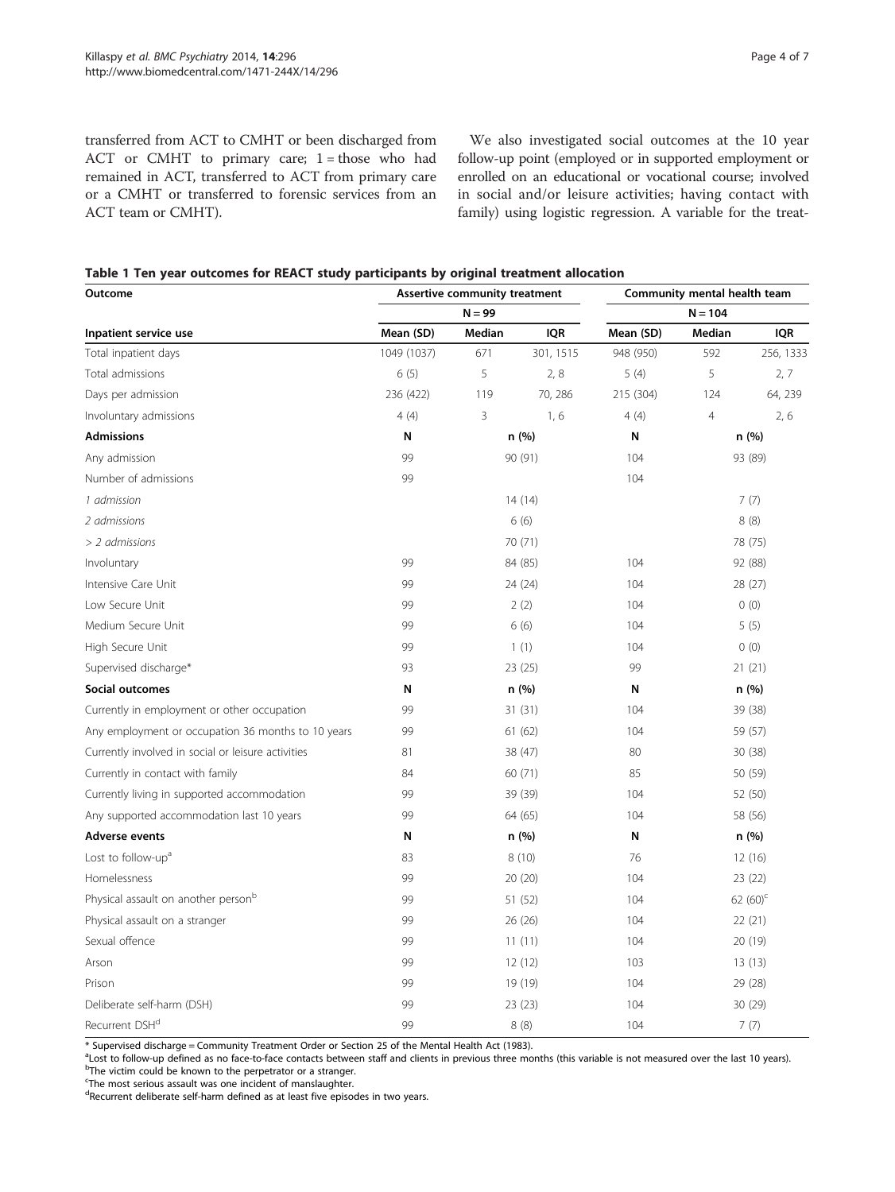transferred from ACT to CMHT or been discharged from ACT or CMHT to primary care; 1 = those who had remained in ACT, transferred to ACT from primary care or a CMHT or transferred to forensic services from an ACT team or CMHT).

We also investigated social outcomes at the 10 year follow-up point (employed or in supported employment or enrolled on an educational or vocational course; involved in social and/or leisure activities; having contact with family) using logistic regression. A variable for the treat-

**Table 1 Ten year outcomes for REACT study participants by original treatment allocation**

| Outcome | Assertive community treatment | | | Community mental health team | | |
|---|---|---|---|---|---|---|
| | N = 99 | | | N = 104 | | |
| **Inpatient service use** | **Mean (SD)** | **Median** | **IQR** | **Mean (SD)** | **Median** | **IQR** |
| Total inpatient days | 1049 (1037) | 671 | 301, 1515 | 948 (950) | 592 | 256, 1333 |
| Total admissions | 6 (5) | 5 | 2, 8 | 5 (4) | 5 | 2, 7 |
| Days per admission | 236 (422) | 119 | 70, 286 | 215 (304) | 124 | 64, 239 |
| Involuntary admissions | 4 (4) | 3 | 1, 6 | 4 (4) | 4 | 2, 6 |
| **Admissions** | **N** | **n (%)** | | **N** | **n (%)** | |
| Any admission | 99 | 90 (91) | | 104 | 93 (89) | |
| Number of admissions | 99 | | | 104 | | |
| *1 admission* | | 14 (14) | | | 7 (7) | |
| *2 admissions* | | 6 (6) | | | 8 (8) | |
| *> 2 admissions* | | 70 (71) | | | 78 (75) | |
| Involuntary | 99 | 84 (85) | | 104 | 92 (88) | |
| Intensive Care Unit | 99 | 24 (24) | | 104 | 28 (27) | |
| Low Secure Unit | 99 | 2 (2) | | 104 | 0 (0) | |
| Medium Secure Unit | 99 | 6 (6) | | 104 | 5 (5) | |
| High Secure Unit | 99 | 1 (1) | | 104 | 0 (0) | |
| Supervised discharge* | 93 | 23 (25) | | 99 | 21 (21) | |
| **Social outcomes** | **N** | **n (%)** | | **N** | **n (%)** | |
| Currently in employment or other occupation | 99 | 31 (31) | | 104 | 39 (38) | |
| Any employment or occupation 36 months to 10 years | 99 | 61 (62) | | 104 | 59 (57) | |
| Currently involved in social or leisure activities | 81 | 38 (47) | | 80 | 30 (38) | |
| Currently in contact with family | 84 | 60 (71) | | 85 | 50 (59) | |
| Currently living in supported accommodation | 99 | 39 (39) | | 104 | 52 (50) | |
| Any supported accommodation last 10 years | 99 | 64 (65) | | 104 | 58 (56) | |
| **Adverse events** | **N** | **n (%)** | | **N** | **n (%)** | |
| Lost to follow-up[a] | 83 | 8 (10) | | 76 | 12 (16) | |
| Homelessness | 99 | 20 (20) | | 104 | 23 (22) | |
| Physical assault on another person[b] | 99 | 51 (52) | | 104 | 62 (60)[c] | |
| Physical assault on a stranger | 99 | 26 (26) | | 104 | 22 (21) | |
| Sexual offence | 99 | 11 (11) | | 104 | 20 (19) | |
| Arson | 99 | 12 (12) | | 103 | 13 (13) | |
| Prison | 99 | 19 (19) | | 104 | 29 (28) | |
| Deliberate self-harm (DSH) | 99 | 23 (23) | | 104 | 30 (29) | |
| Recurrent DSH[d] | 99 | 8 (8) | | 104 | 7 (7) | |

\* Supervised discharge = Community Treatment Order or Section 25 of the Mental Health Act (1983).
[a]Lost to follow-up defined as no face-to-face contacts between staff and clients in previous three months (this variable is not measured over the last 10 years).
[b]The victim could be known to the perpetrator or a stranger.
[c]The most serious assault was one incident of manslaughter.
[d]Recurrent deliberate self-harm defined as at least five episodes in two years.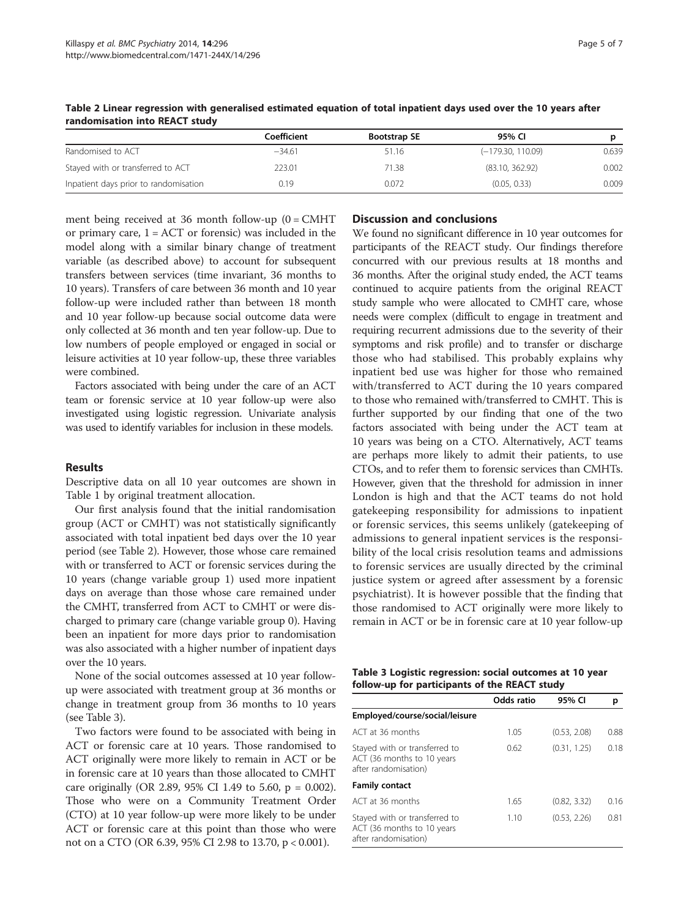**Table 2 Linear regression with generalised estimated equation of total inpatient days used over the 10 years after randomisation into REACT study**

| | Coefficient | Bootstrap SE | 95% CI | p |
|---|---|---|---|---|
| Randomised to ACT | −34.61 | 51.16 | (−179.30, 110.09) | 0.639 |
| Stayed with or transferred to ACT | 223.01 | 71.38 | (83.10, 362.92) | 0.002 |
| Inpatient days prior to randomisation | 0.19 | 0.072 | (0.05, 0.33) | 0.009 |

ment being received at 36 month follow-up (0 = CMHT or primary care, 1 = ACT or forensic) was included in the model along with a similar binary change of treatment variable (as described above) to account for subsequent transfers between services (time invariant, 36 months to 10 years). Transfers of care between 36 month and 10 year follow-up were included rather than between 18 month and 10 year follow-up because social outcome data were only collected at 36 month and ten year follow-up. Due to low numbers of people employed or engaged in social or leisure activities at 10 year follow-up, these three variables were combined.

Factors associated with being under the care of an ACT team or forensic service at 10 year follow-up were also investigated using logistic regression. Univariate analysis was used to identify variables for inclusion in these models.

## Results

Descriptive data on all 10 year outcomes are shown in Table 1 by original treatment allocation.

Our first analysis found that the initial randomisation group (ACT or CMHT) was not statistically significantly associated with total inpatient bed days over the 10 year period (see Table 2). However, those whose care remained with or transferred to ACT or forensic services during the 10 years (change variable group 1) used more inpatient days on average than those whose care remained under the CMHT, transferred from ACT to CMHT or were discharged to primary care (change variable group 0). Having been an inpatient for more days prior to randomisation was also associated with a higher number of inpatient days over the 10 years.

None of the social outcomes assessed at 10 year follow-up were associated with treatment group at 36 months or change in treatment group from 36 months to 10 years (see Table 3).

Two factors were found to be associated with being in ACT or forensic care at 10 years. Those randomised to ACT originally were more likely to remain in ACT or be in forensic care at 10 years than those allocated to CMHT care originally (OR 2.89, 95% CI 1.49 to 5.60, $p = 0.002$). Those who were on a Community Treatment Order (CTO) at 10 year follow-up were more likely to be under ACT or forensic care at this point than those who were not on a CTO (OR 6.39, 95% CI 2.98 to 13.70, $p < 0.001$).

## Discussion and conclusions

We found no significant difference in 10 year outcomes for participants of the REACT study. Our findings therefore concurred with our previous results at 18 months and 36 months. After the original study ended, the ACT teams continued to acquire patients from the original REACT study sample who were allocated to CMHT care, whose needs were complex (difficult to engage in treatment and requiring recurrent admissions due to the severity of their symptoms and risk profile) and to transfer or discharge those who had stabilised. This probably explains why inpatient bed use was higher for those who remained with/transferred to ACT during the 10 years compared to those who remained with/transferred to CMHT. This is further supported by our finding that one of the two factors associated with being under the ACT team at 10 years was being on a CTO. Alternatively, ACT teams are perhaps more likely to admit their patients, to use CTOs, and to refer them to forensic services than CMHTs. However, given that the threshold for admission in inner London is high and that the ACT teams do not hold gatekeeping responsibility for admissions to inpatient or forensic services, this seems unlikely (gatekeeping of admissions to general inpatient services is the responsibility of the local crisis resolution teams and admissions to forensic services are usually directed by the criminal justice system or agreed after assessment by a forensic psychiatrist). It is however possible that the finding that those randomised to ACT originally were more likely to remain in ACT or be in forensic care at 10 year follow-up

**Table 3 Logistic regression: social outcomes at 10 year follow-up for participants of the REACT study**

| | Odds ratio | 95% CI | p |
|---|---|---|---|
| **Employed/course/social/leisure** | | | |
| ACT at 36 months | 1.05 | (0.53, 2.08) | 0.88 |
| Stayed with or transferred to ACT (36 months to 10 years after randomisation) | 0.62 | (0.31, 1.25) | 0.18 |
| **Family contact** | | | |
| ACT at 36 months | 1.65 | (0.82, 3.32) | 0.16 |
| Stayed with or transferred to ACT (36 months to 10 years after randomisation) | 1.10 | (0.53, 2.26) | 0.81 |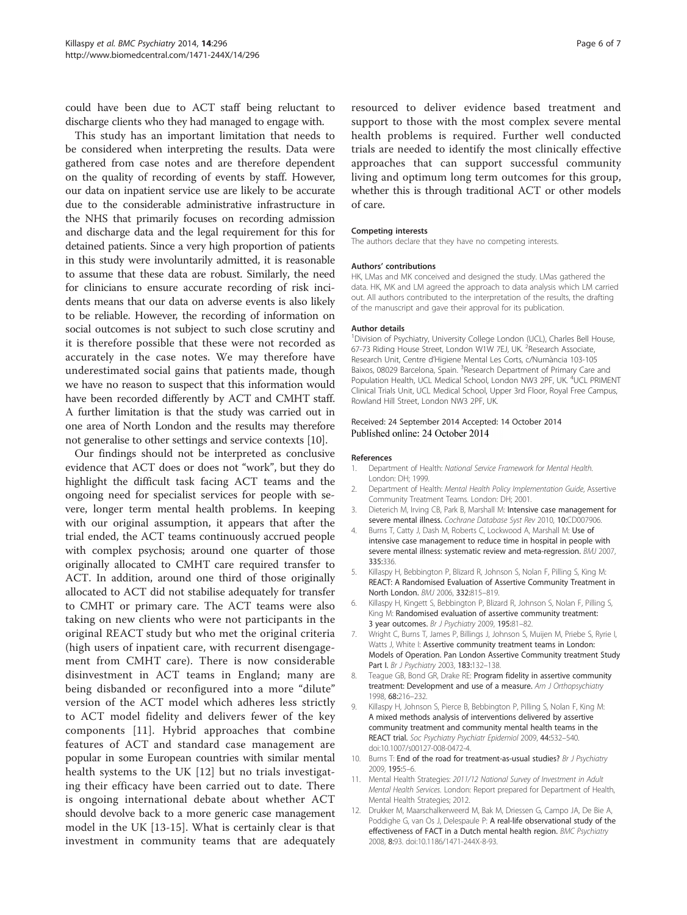could have been due to ACT staff being reluctant to discharge clients who they had managed to engage with.

This study has an important limitation that needs to be considered when interpreting the results. Data were gathered from case notes and are therefore dependent on the quality of recording of events by staff. However, our data on inpatient service use are likely to be accurate due to the considerable administrative infrastructure in the NHS that primarily focuses on recording admission and discharge data and the legal requirement for this for detained patients. Since a very high proportion of patients in this study were involuntarily admitted, it is reasonable to assume that these data are robust. Similarly, the need for clinicians to ensure accurate recording of risk incidents means that our data on adverse events is also likely to be reliable. However, the recording of information on social outcomes is not subject to such close scrutiny and it is therefore possible that these were not recorded as accurately in the case notes. We may therefore have underestimated social gains that patients made, though we have no reason to suspect that this information would have been recorded differently by ACT and CMHT staff. A further limitation is that the study was carried out in one area of North London and the results may therefore not generalise to other settings and service contexts [10].

Our findings should not be interpreted as conclusive evidence that ACT does or does not "work", but they do highlight the difficult task facing ACT teams and the ongoing need for specialist services for people with severe, longer term mental health problems. In keeping with our original assumption, it appears that after the trial ended, the ACT teams continuously accrued people with complex psychosis; around one quarter of those originally allocated to CMHT care required transfer to ACT. In addition, around one third of those originally allocated to ACT did not stabilise adequately for transfer to CMHT or primary care. The ACT teams were also taking on new clients who were not participants in the original REACT study but who met the original criteria (high users of inpatient care, with recurrent disengagement from CMHT care). There is now considerable disinvestment in ACT teams in England; many are being disbanded or reconfigured into a more "dilute" version of the ACT model which adheres less strictly to ACT model fidelity and delivers fewer of the key components [11]. Hybrid approaches that combine features of ACT and standard case management are popular in some European countries with similar mental health systems to the UK [12] but no trials investigating their efficacy have been carried out to date. There is ongoing international debate about whether ACT should devolve back to a more generic case management model in the UK [13-15]. What is certainly clear is that investment in community teams that are adequately resourced to deliver evidence based treatment and support to those with the most complex severe mental health problems is required. Further well conducted trials are needed to identify the most clinically effective approaches that can support successful community living and optimum long term outcomes for this group, whether this is through traditional ACT or other models of care.

#### Competing interests

The authors declare that they have no competing interests.

#### Authors' contributions

HK, LMas and MK conceived and designed the study. LMas gathered the data. HK, MK and LM agreed the approach to data analysis which LM carried out. All authors contributed to the interpretation of the results, the drafting of the manuscript and gave their approval for its publication.

#### Author details

[1]Division of Psychiatry, University College London (UCL), Charles Bell House, 67-73 Riding House Street, London W1W 7EJ, UK. [2]Research Associate, Research Unit, Centre d'Higiene Mental Les Corts, c/Numància 103-105 Baixos, 08029 Barcelona, Spain. [3]Research Department of Primary Care and Population Health, UCL Medical School, London NW3 2PF, UK. [4]UCL PRIMENT Clinical Trials Unit, UCL Medical School, Upper 3rd Floor, Royal Free Campus, Rowland Hill Street, London NW3 2PF, UK.

Received: 24 September 2014 Accepted: 14 October 2014
Published online: 24 October 2014

#### References

1. Department of Health: *National Service Framework for Mental Health.* London: DH; 1999.
2. Department of Health: *Mental Health Policy Implementation Guide*, Assertive Community Treatment Teams. London: DH; 2001.
3. Dieterich M, Irving CB, Park B, Marshall M: **Intensive case management for severe mental illness.** *Cochrane Database Syst Rev* 2010, **10:**CD007906.
4. Burns T, Catty J, Dash M, Roberts C, Lockwood A, Marshall M: **Use of intensive case management to reduce time in hospital in people with severe mental illness: systematic review and meta-regression.** *BMJ* 2007, **335:**336.
5. Killaspy H, Bebbington P, Blizard R, Johnson S, Nolan F, Pilling S, King M: **REACT: A Randomised Evaluation of Assertive Community Treatment in North London.** *BMJ* 2006, **332:**815–819.
6. Killaspy H, Kingett S, Bebbington P, Blizard R, Johnson S, Nolan F, Pilling S, King M: **Randomised evaluation of assertive community treatment: 3 year outcomes.** *Br J Psychiatry* 2009, **195:**81–82.
7. Wright C, Burns T, James P, Billings J, Johnson S, Muijen M, Priebe S, Ryrie I, Watts J, White I: **Assertive community treatment teams in London: Models of Operation. Pan London Assertive Community treatment Study Part I.** *Br J Psychiatry* 2003, **183:**132–138.
8. Teague GB, Bond GR, Drake RE: **Program fidelity in assertive community treatment: Development and use of a measure.** *Am J Orthopsychiatry* 1998, **68:**216–232.
9. Killaspy H, Johnson S, Pierce B, Bebbington P, Pilling S, Nolan F, King M: **A mixed methods analysis of interventions delivered by assertive community treatment and community mental health teams in the REACT trial.** *Soc Psychiatry Psychiatr Epidemiol* 2009, **44:**532–540. doi:10.1007/s00127-008-0472-4.
10. Burns T: **End of the road for treatment-as-usual studies?** *Br J Psychiatry* 2009, **195:**5–6.
11. Mental Health Strategies: *2011/12 National Survey of Investment in Adult Mental Health Services.* London: Report prepared for Department of Health, Mental Health Strategies; 2012.
12. Drukker M, Maarschalkerweerd M, Bak M, Driessen G, Campo JA, De Bie A, Poddighe G, van Os J, Delespaule P: **A real-life observational study of the effectiveness of FACT in a Dutch mental health region.** *BMC Psychiatry* 2008, **8:**93. doi:10.1186/1471-244X-8-93.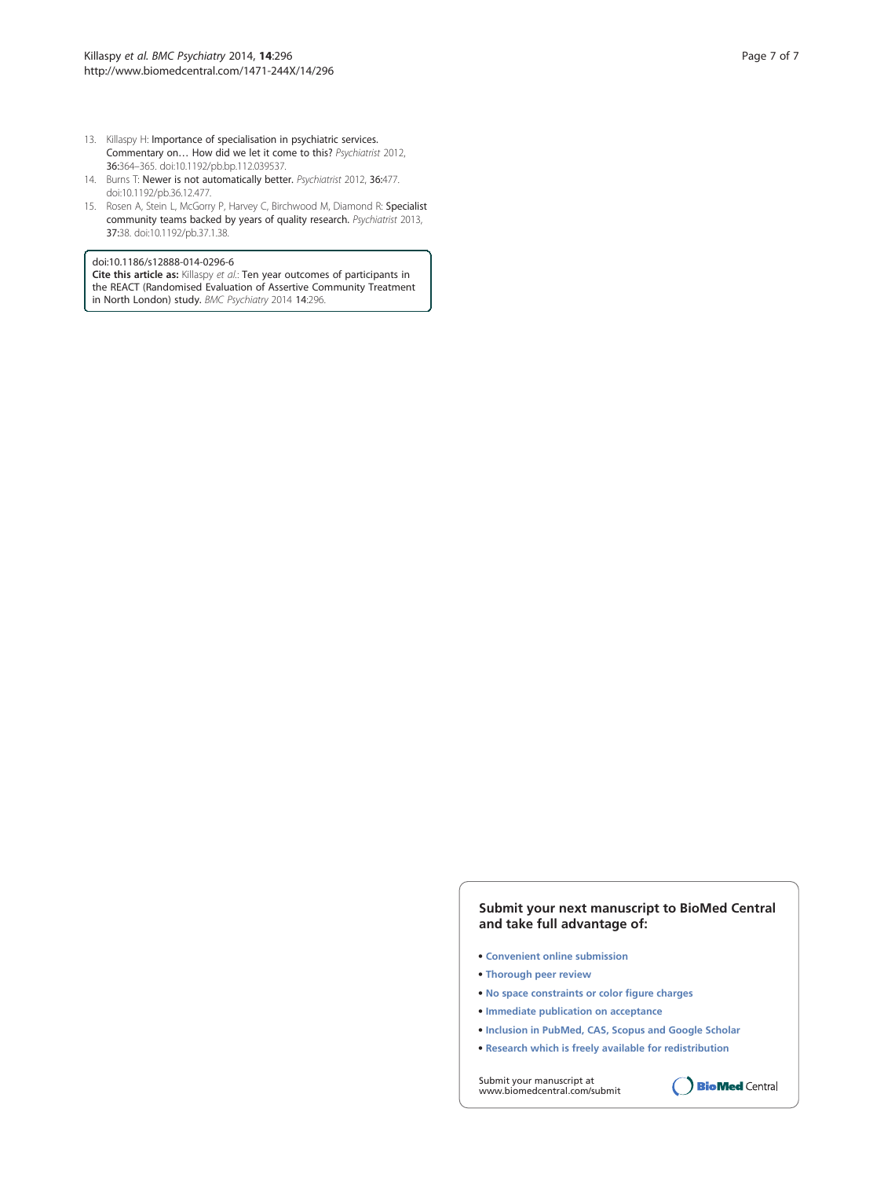13. Killaspy H: **Importance of specialisation in psychiatric services. Commentary on… How did we let it come to this?** *Psychiatrist* 2012, **36**:364–365. doi:10.1192/pb.bp.112.039537.
14. Burns T: **Newer is not automatically better.** *Psychiatrist* 2012, **36**:477. doi:10.1192/pb.36.12.477.
15. Rosen A, Stein L, McGorry P, Harvey C, Birchwood M, Diamond R: **Specialist community teams backed by years of quality research.** *Psychiatrist* 2013, **37**:38. doi:10.1192/pb.37.1.38.

doi:10.1186/s12888-014-0296-6
**Cite this article as:** Killaspy *et al.*: Ten year outcomes of participants in the REACT (Randomised Evaluation of Assertive Community Treatment in North London) study. *BMC Psychiatry* 2014 **14**:296.

**Submit your next manuscript to BioMed Central and take full advantage of:**

- **Convenient online submission**
- **Thorough peer review**
- **No space constraints or color figure charges**
- **Immediate publication on acceptance**
- **Inclusion in PubMed, CAS, Scopus and Google Scholar**
- **Research which is freely available for redistribution**

Submit your manuscript at
www.biomedcentral.com/submit

BioMed Central